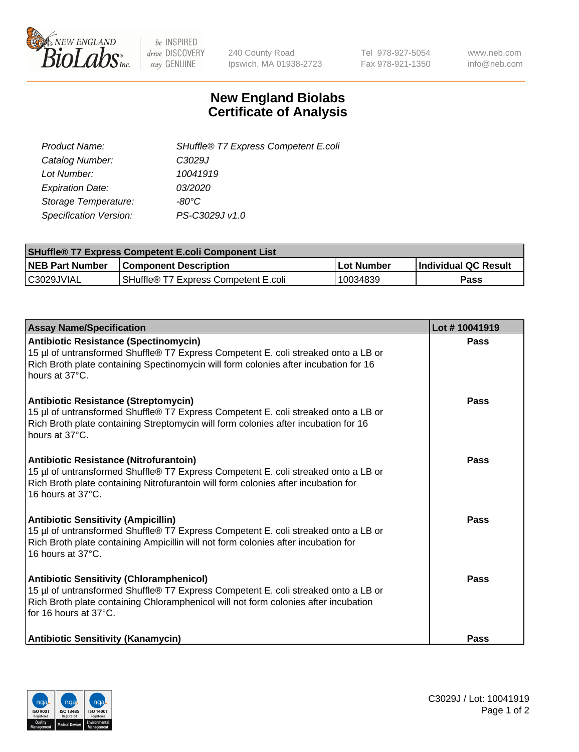New England BioLabs Inc. — be INSPIRED drive DISCOVERY stay GENUINE

240 County Road
Ipswich, MA 01938-2723

Tel 978-927-5054
Fax 978-921-1350

www.neb.com
info@neb.com

# New England Biolabs
# Certificate of Analysis

| | |
|---|---|
| *Product Name:* | *SHuffle® T7 Express Competent E.coli* |
| *Catalog Number:* | *C3029J* |
| *Lot Number:* | *10041919* |
| *Expiration Date:* | *03/2020* |
| *Storage Temperature:* | *-80°C* |
| *Specification Version:* | *PS-C3029J v1.0* |

| **SHuffle® T7 Express Competent E.coli Component List** | | | |
|---|---|---|---|
| **NEB Part Number** | **Component Description** | **Lot Number** | **Individual QC Result** |
| C3029JVIAL | SHuffle® T7 Express Competent E.coli | 10034839 | **Pass** |

| **Assay Name/Specification** | **Lot # 10041919** |
|---|---|
| **Antibiotic Resistance (Spectinomycin)** 15 µl of untransformed Shuffle® T7 Express Competent E. coli streaked onto a LB or Rich Broth plate containing Spectinomycin will form colonies after incubation for 16 hours at 37°C. | **Pass** |
| **Antibiotic Resistance (Streptomycin)** 15 µl of untransformed Shuffle® T7 Express Competent E. coli streaked onto a LB or Rich Broth plate containing Streptomycin will form colonies after incubation for 16 hours at 37°C. | **Pass** |
| **Antibiotic Resistance (Nitrofurantoin)** 15 µl of untransformed Shuffle® T7 Express Competent E. coli streaked onto a LB or Rich Broth plate containing Nitrofurantoin will form colonies after incubation for 16 hours at 37°C. | **Pass** |
| **Antibiotic Sensitivity (Ampicillin)** 15 µl of untransformed Shuffle® T7 Express Competent E. coli streaked onto a LB or Rich Broth plate containing Ampicillin will not form colonies after incubation for 16 hours at 37°C. | **Pass** |
| **Antibiotic Sensitivity (Chloramphenicol)** 15 µl of untransformed Shuffle® T7 Express Competent E. coli streaked onto a LB or Rich Broth plate containing Chloramphenicol will not form colonies after incubation for 16 hours at 37°C. | **Pass** |
| **Antibiotic Sensitivity (Kanamycin)** | **Pass** |

C3029J / Lot: 10041919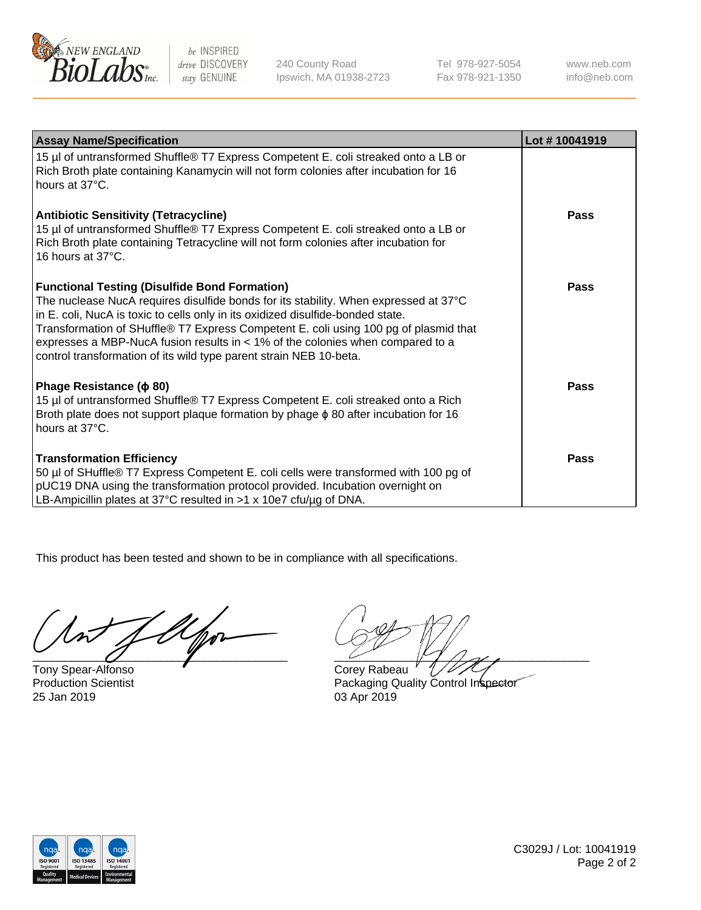| Assay Name/Specification | Lot # 10041919 |
| --- | --- |
| 15 µl of untransformed Shuffle® T7 Express Competent E. coli streaked onto a LB or Rich Broth plate containing Kanamycin will not form colonies after incubation for 16 hours at 37°C. | |
| **Antibiotic Sensitivity (Tetracycline)** 15 µl of untransformed Shuffle® T7 Express Competent E. coli streaked onto a LB or Rich Broth plate containing Tetracycline will not form colonies after incubation for 16 hours at 37°C. | **Pass** |
| **Functional Testing (Disulfide Bond Formation)** The nuclease NucA requires disulfide bonds for its stability. When expressed at 37°C in E. coli, NucA is toxic to cells only in its oxidized disulfide-bonded state. Transformation of SHuffle® T7 Express Competent E. coli using 100 pg of plasmid that expresses a MBP-NucA fusion results in < 1% of the colonies when compared to a control transformation of its wild type parent strain NEB 10-beta. | **Pass** |
| **Phage Resistance (ϕ 80)** 15 µl of untransformed Shuffle® T7 Express Competent E. coli streaked onto a Rich Broth plate does not support plaque formation by phage ϕ 80 after incubation for 16 hours at 37°C. | **Pass** |
| **Transformation Efficiency** 50 µl of SHuffle® T7 Express Competent E. coli cells were transformed with 100 pg of pUC19 DNA using the transformation protocol provided. Incubation overnight on LB-Ampicillin plates at 37°C resulted in >1 x 10e7 cfu/µg of DNA. | **Pass** |

This product has been tested and shown to be in compliance with all specifications.

Tony Spear-Alfonso
Production Scientist
25 Jan 2019

Corey Rabeau
Packaging Quality Control Inspector
03 Apr 2019

C3029J / Lot: 10041919